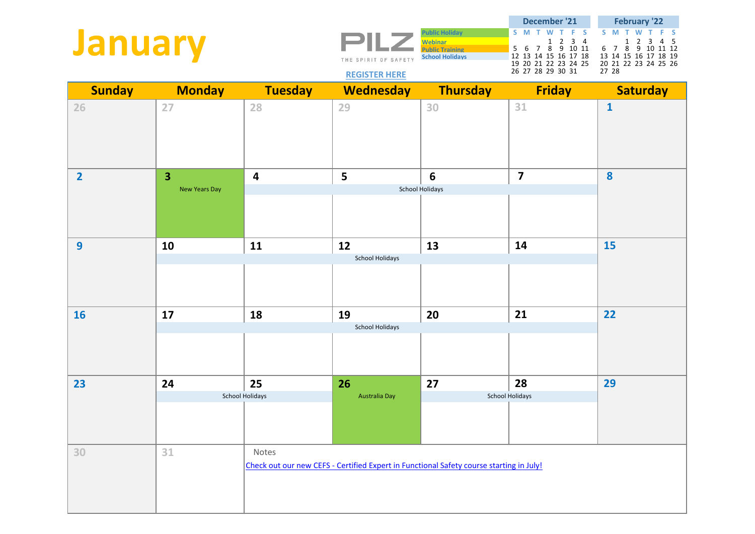# January

PILZ
THE SPIRIT OF SAFETY

REGISTER HERE

| Legend |
|---|
| Public Holiday |
| Webinar |
| Public Training |
| School Holidays |

**December '21**

| S | M | T | W | T | F | S |
|---|---|---|---|---|---|---|
| | | | 1 | 2 | 3 | 4 |
| 5 | 6 | 7 | 8 | 9 | 10 | 11 |
| 12 | 13 | 14 | 15 | 16 | 17 | 18 |
| 19 | 20 | 21 | 22 | 23 | 24 | 25 |
| 26 | 27 | 28 | 29 | 30 | 31 | |

**February '22**

| S | M | T | W | T | F | S |
|---|---|---|---|---|---|---|
| | | 1 | 2 | 3 | 4 | 5 |
| 6 | 7 | 8 | 9 | 10 | 11 | 12 |
| 13 | 14 | 15 | 16 | 17 | 18 | 19 |
| 20 | 21 | 22 | 23 | 24 | 25 | 26 |
| 27 | 28 | | | | | |

| Sunday | Monday | Tuesday | Wednesday | Thursday | Friday | Saturday |
|---|---|---|---|---|---|---|
| 26 | 27 | 28 | 29 | 30 | 31 | 1 |
| 2 | 3 New Years Day | 4 School Holidays | 5 School Holidays | 6 School Holidays | 7 School Holidays | 8 |
| 9 | 10 School Holidays | 11 School Holidays | 12 School Holidays | 13 School Holidays | 14 School Holidays | 15 |
| 16 | 17 School Holidays | 18 School Holidays | 19 School Holidays | 20 School Holidays | 21 School Holidays | 22 |
| 23 | 24 School Holidays | 25 School Holidays | 26 Australia Day | 27 School Holidays | 28 School Holidays | 29 |
| 30 | 31 | Notes: Check out our new CEFS - Certified Expert in Functional Safety course starting in July! | | | | |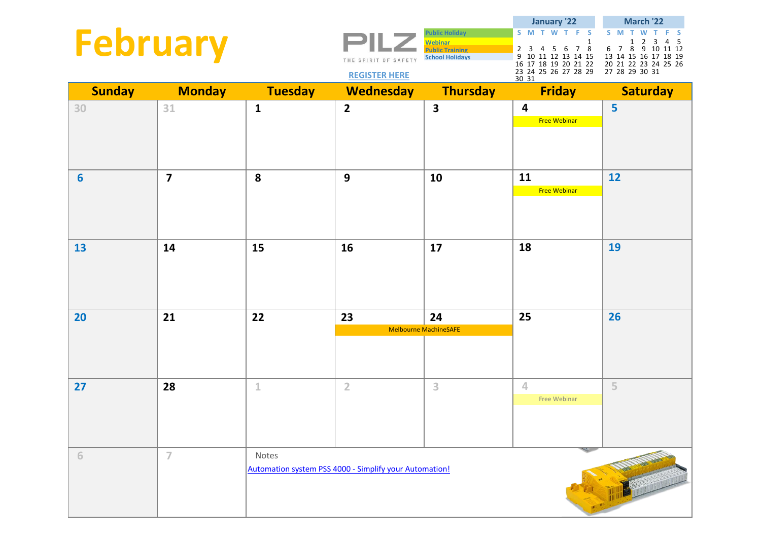# February

PILZ
THE SPIRIT OF SAFETY

REGISTER HERE

| Legend |
| --- |
| Public Holiday |
| Webinar |
| Public Training |
| School Holidays |

**January '22**

| S | M | T | W | T | F | S |
| --- | --- | --- | --- | --- | --- | --- |
| | | | | | | 1 |
| 2 | 3 | 4 | 5 | 6 | 7 | 8 |
| 9 | 10 | 11 | 12 | 13 | 14 | 15 |
| 16 | 17 | 18 | 19 | 20 | 21 | 22 |
| 23 | 24 | 25 | 26 | 27 | 28 | 29 |
| 30 | 31 | | | | | |

**March '22**

| S | M | T | W | T | F | S |
| --- | --- | --- | --- | --- | --- | --- |
| | | 1 | 2 | 3 | 4 | 5 |
| 6 | 7 | 8 | 9 | 10 | 11 | 12 |
| 13 | 14 | 15 | 16 | 17 | 18 | 19 |
| 20 | 21 | 22 | 23 | 24 | 25 | 26 |
| 27 | 28 | 29 | 30 | 31 | | |

| Sunday | Monday | Tuesday | Wednesday | Thursday | Friday | Saturday |
| --- | --- | --- | --- | --- | --- | --- |
| 30 | 31 | 1 | 2 | 3 | 4<br>Free Webinar | 5 |
| 6 | 7 | 8 | 9 | 10 | 11<br>Free Webinar | 12 |
| 13 | 14 | 15 | 16 | 17 | 18 | 19 |
| 20 | 21 | 22 | 23<br>Melbourne MachineSAFE | 24<br>Melbourne MachineSAFE | 25 | 26 |
| 27 | 28 | 1 | 2 | 3 | 4<br>Free Webinar | 5 |
| 6 | 7 | Notes<br>Automation system PSS 4000 - Simplify your Automation! | | | | |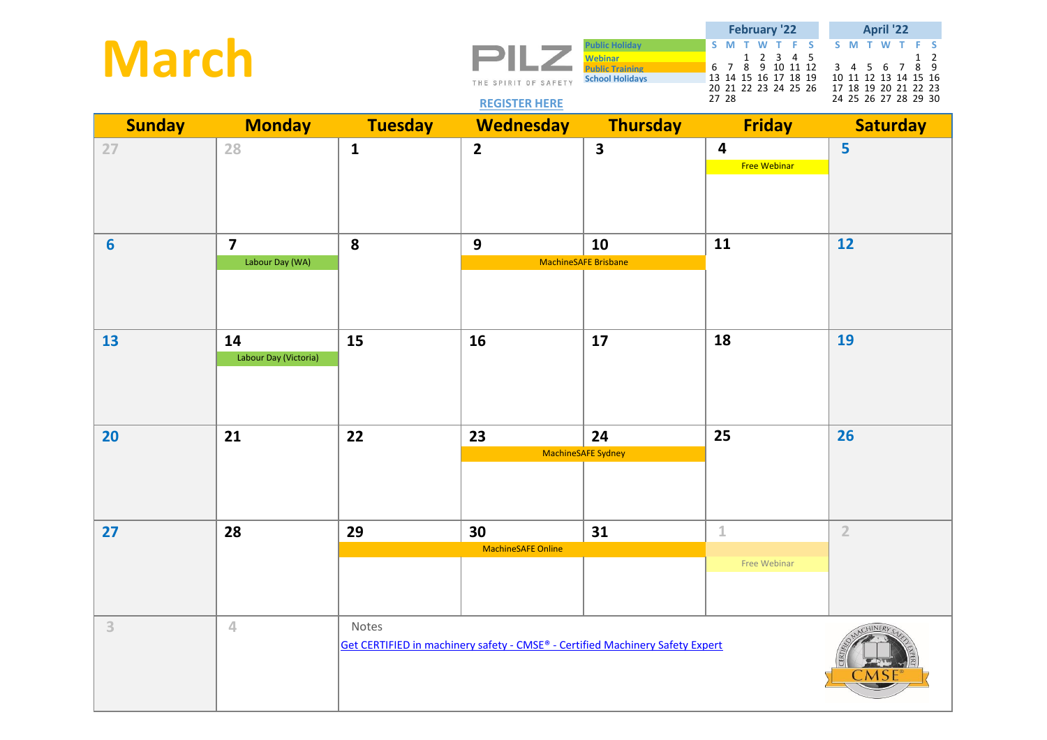# March

PILZ
THE SPIRIT OF SAFETY

[REGISTER HERE]

| Legend |
|---|
| Public Holiday |
| Webinar |
| Public Training |
| School Holidays |

**February '22**

| S | M | T | W | T | F | S |
|---|---|---|---|---|---|---|
| | | 1 | 2 | 3 | 4 | 5 |
| 6 | 7 | 8 | 9 | 10 | 11 | 12 |
| 13 | 14 | 15 | 16 | 17 | 18 | 19 |
| 20 | 21 | 22 | 23 | 24 | 25 | 26 |
| 27 | 28 | | | | | |

**April '22**

| S | M | T | W | T | F | S |
|---|---|---|---|---|---|---|
| | | | | | 1 | 2 |
| 3 | 4 | 5 | 6 | 7 | 8 | 9 |
| 10 | 11 | 12 | 13 | 14 | 15 | 16 |
| 17 | 18 | 19 | 20 | 21 | 22 | 23 |
| 24 | 25 | 26 | 27 | 28 | 29 | 30 |

| Sunday | Monday | Tuesday | Wednesday | Thursday | Friday | Saturday |
|---|---|---|---|---|---|---|
| 27 | 28 | 1 | 2 | 3 | 4 Free Webinar | 5 |
| 6 | 7 Labour Day (WA) | 8 | 9 MachineSAFE Brisbane | 10 MachineSAFE Brisbane | 11 | 12 |
| 13 | 14 Labour Day (Victoria) | 15 | 16 | 17 | 18 | 19 |
| 20 | 21 | 22 | 23 MachineSAFE Sydney | 24 MachineSAFE Sydney | 25 | 26 |
| 27 | 28 | 29 MachineSAFE Online | 30 MachineSAFE Online | 31 MachineSAFE Online | 1 Free Webinar | 2 |
| 3 | 4 | Notes | | | | |

Notes

[Get CERTIFIED in machinery safety - CMSE® - Certified Machinery Safety Expert]

CERTIFIED MACHINERY SAFETY EXPERT CMSE®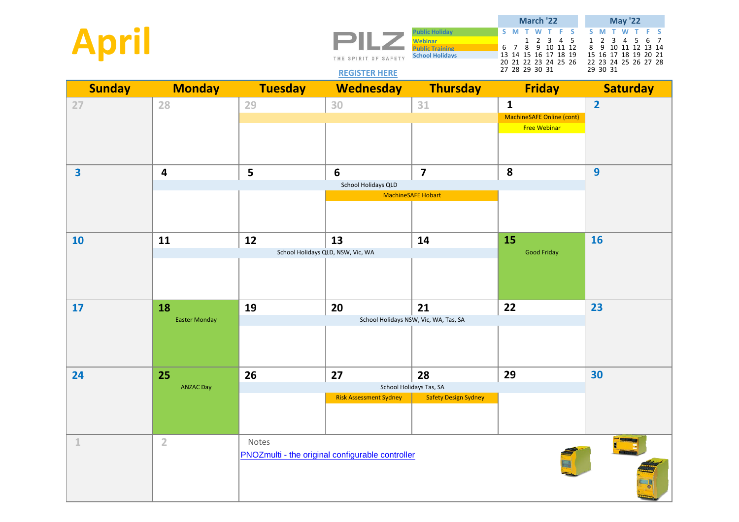# April

PILZ
THE SPIRIT OF SAFETY

REGISTER HERE

| Legend |
|---|
| Public Holiday |
| Webinar |
| Public Training |
| School Holidays |

**March '22**

| S | M | T | W | T | F | S |
|---|---|---|---|---|---|---|
| | | 1 | 2 | 3 | 4 | 5 |
| 6 | 7 | 8 | 9 | 10 | 11 | 12 |
| 13 | 14 | 15 | 16 | 17 | 18 | 19 |
| 20 | 21 | 22 | 23 | 24 | 25 | 26 |
| 27 | 28 | 29 | 30 | 31 | | |

**May '22**

| S | M | T | W | T | F | S |
|---|---|---|---|---|---|---|
| 1 | 2 | 3 | 4 | 5 | 6 | 7 |
| 8 | 9 | 10 | 11 | 12 | 13 | 14 |
| 15 | 16 | 17 | 18 | 19 | 20 | 21 |
| 22 | 23 | 24 | 25 | 26 | 27 | 28 |
| 29 | 30 | 31 | | | | |

| Sunday | Monday | Tuesday | Wednesday | Thursday | Friday | Saturday |
|---|---|---|---|---|---|---|
| 27 | 28 | 29 | 30 | 31 | 1<br>MachineSAFE Online (cont)<br>Free Webinar | 2 |
| 3 | 4<br>School Holidays QLD | 5<br>School Holidays QLD | 6<br>School Holidays QLD<br>MachineSAFE Hobart | 7<br>School Holidays QLD<br>MachineSAFE Hobart | 8<br>School Holidays QLD | 9 |
| 10 | 11<br>School Holidays QLD, NSW, Vic, WA | 12<br>School Holidays QLD, NSW, Vic, WA | 13<br>School Holidays QLD, NSW, Vic, WA | 14<br>School Holidays QLD, NSW, Vic, WA | 15<br>Good Friday | 16 |
| 17 | 18<br>Easter Monday | 19<br>School Holidays NSW, Vic, WA, Tas, SA | 20<br>School Holidays NSW, Vic, WA, Tas, SA | 21<br>School Holidays NSW, Vic, WA, Tas, SA | 22<br>School Holidays NSW, Vic, WA, Tas, SA | 23 |
| 24 | 25<br>ANZAC Day | 26<br>School Holidays Tas, SA | 27<br>School Holidays Tas, SA<br>Risk Assessment Sydney | 28<br>School Holidays Tas, SA<br>Safety Design Sydney | 29<br>School Holidays Tas, SA | 30 |
| 1 | 2 | Notes<br>PNOZmulti - the original configurable controller | | | | |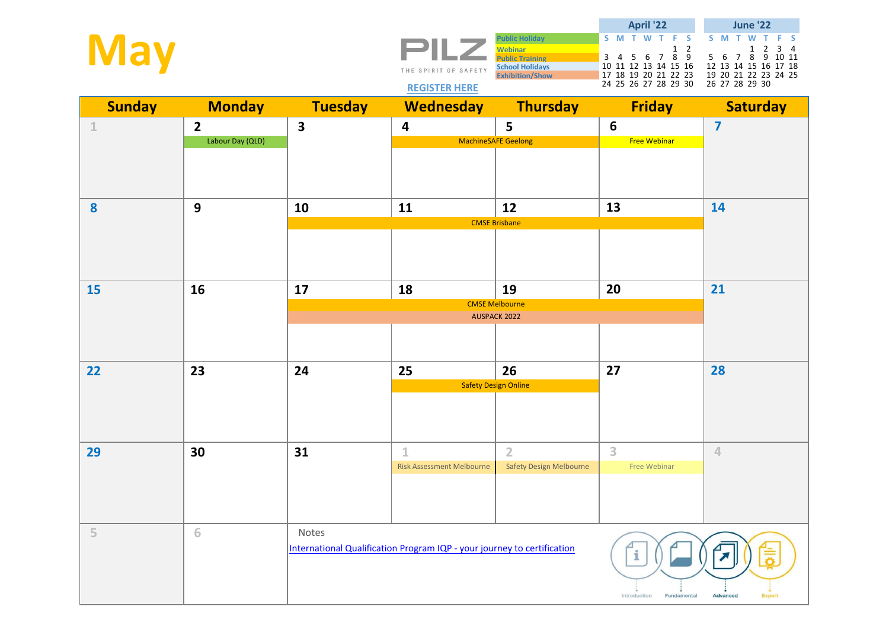# May

PILZ
THE SPIRIT OF SAFETY

REGISTER HERE

| Legend |
| --- |
| Public Holiday |
| Webinar |
| Public Training |
| School Holidays |
| Exhibition/Show |

**April '22**

| S | M | T | W | T | F | S |
| --- | --- | --- | --- | --- | --- | --- |
| | | | | | 1 | 2 |
| 3 | 4 | 5 | 6 | 7 | 8 | 9 |
| 10 | 11 | 12 | 13 | 14 | 15 | 16 |
| 17 | 18 | 19 | 20 | 21 | 22 | 23 |
| 24 | 25 | 26 | 27 | 28 | 29 | 30 |

**June '22**

| S | M | T | W | T | F | S |
| --- | --- | --- | --- | --- | --- | --- |
| | | | 1 | 2 | 3 | 4 |
| 5 | 6 | 7 | 8 | 9 | 10 | 11 |
| 12 | 13 | 14 | 15 | 16 | 17 | 18 |
| 19 | 20 | 21 | 22 | 23 | 24 | 25 |
| 26 | 27 | 28 | 29 | 30 | | |

| Sunday | Monday | Tuesday | Wednesday | Thursday | Friday | Saturday |
| --- | --- | --- | --- | --- | --- | --- |
| 1 | 2<br>Labour Day (QLD) | 3 | 4<br>MachineSAFE Geelong | 5<br>MachineSAFE Geelong | 6<br>Free Webinar | 7 |
| 8 | 9 | 10<br>CMSE Brisbane | 11<br>CMSE Brisbane | 12<br>CMSE Brisbane | 13<br>CMSE Brisbane | 14 |
| 15 | 16 | 17<br>CMSE Melbourne<br>AUSPACK 2022 | 18<br>CMSE Melbourne<br>AUSPACK 2022 | 19<br>CMSE Melbourne<br>AUSPACK 2022 | 20<br>CMSE Melbourne<br>AUSPACK 2022 | 21 |
| 22 | 23 | 24 | 25<br>Safety Design Online | 26<br>Safety Design Online | 27 | 28 |
| 29 | 30 | 31 | 1<br>Risk Assessment Melbourne | 2<br>Safety Design Melbourne | 3<br>Free Webinar | 4 |
| 5 | 6 | Notes<br>International Qualification Program IQP - your journey to certification | | | | |

Introduction · Fundamental · Advanced · Expert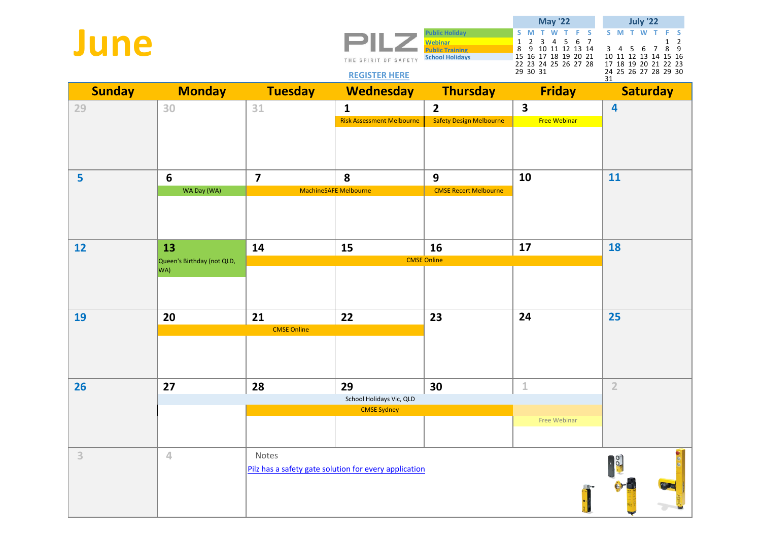# June

PILZ

THE SPIRIT OF SAFETY

[REGISTER HERE]

| Legend |
|---|
| Public Holiday |
| Webinar |
| Public Training |
| School Holidays |

**May '22**

| S | M | T | W | T | F | S |
|---|---|---|---|---|---|---|
| 1 | 2 | 3 | 4 | 5 | 6 | 7 |
| 8 | 9 | 10 | 11 | 12 | 13 | 14 |
| 15 | 16 | 17 | 18 | 19 | 20 | 21 |
| 22 | 23 | 24 | 25 | 26 | 27 | 28 |
| 29 | 30 | 31 | | | | |

**July '22**

| S | M | T | W | T | F | S |
|---|---|---|---|---|---|---|
| | | | | | 1 | 2 |
| 3 | 4 | 5 | 6 | 7 | 8 | 9 |
| 10 | 11 | 12 | 13 | 14 | 15 | 16 |
| 17 | 18 | 19 | 20 | 21 | 22 | 23 |
| 24 | 25 | 26 | 27 | 28 | 29 | 30 |
| 31 | | | | | | |

| Sunday | Monday | Tuesday | Wednesday | Thursday | Friday | Saturday |
|---|---|---|---|---|---|---|
| 29 | 30 | 31 | 1 Risk Assessment Melbourne | 2 Safety Design Melbourne | 3 Free Webinar | 4 |
| 5 | 6 WA Day (WA) | 7 MachineSAFE Melbourne | 8 MachineSAFE Melbourne | 9 CMSE Recert Melbourne | 10 | 11 |
| 12 | 13 Queen's Birthday (not QLD, WA) | 14 CMSE Online | 15 CMSE Online | 16 CMSE Online | 17 CMSE Online | 18 |
| 19 | 20 CMSE Online | 21 CMSE Online | 22 CMSE Online | 23 | 24 | 25 |
| 26 | 27 School Holidays Vic, QLD | 28 School Holidays Vic, QLD; CMSE Sydney | 29 School Holidays Vic, QLD; CMSE Sydney | 30 School Holidays Vic, QLD; CMSE Sydney | 1 Free Webinar | 2 |
| 3 | 4 | Notes: [Pilz has a safety gate solution for every application] | | | | |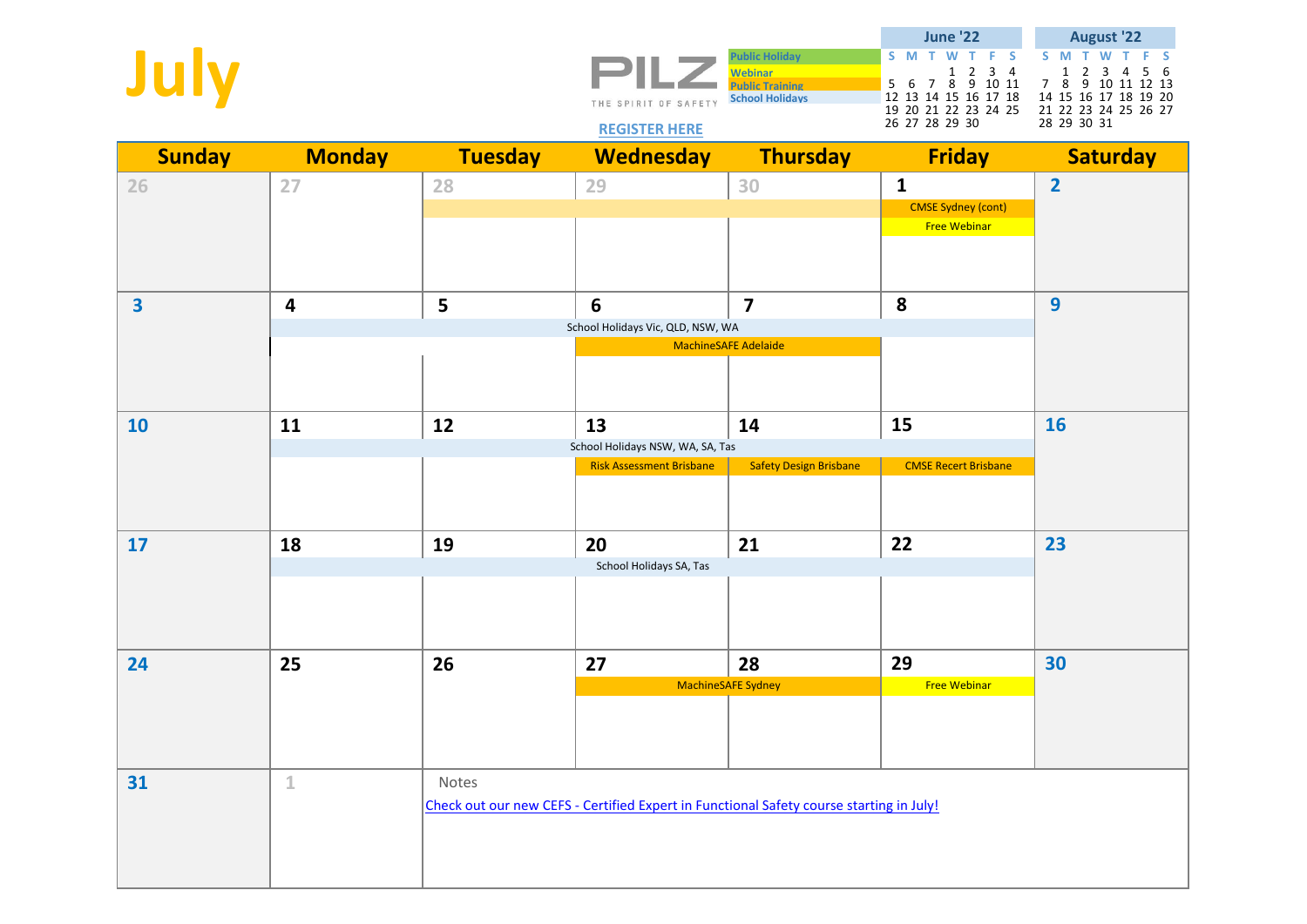# July

PILZ
THE SPIRIT OF SAFETY

REGISTER HERE

Legend: Public Holiday | Webinar | Public Training | School Holidays

**June '22**

| S | M | T | W | T | F | S |
|---|---|---|---|---|---|---|
| | | | 1 | 2 | 3 | 4 |
| 5 | 6 | 7 | 8 | 9 | 10 | 11 |
| 12 | 13 | 14 | 15 | 16 | 17 | 18 |
| 19 | 20 | 21 | 22 | 23 | 24 | 25 |
| 26 | 27 | 28 | 29 | 30 | | |

**August '22**

| S | M | T | W | T | F | S |
|---|---|---|---|---|---|---|
| | 1 | 2 | 3 | 4 | 5 | 6 |
| 7 | 8 | 9 | 10 | 11 | 12 | 13 |
| 14 | 15 | 16 | 17 | 18 | 19 | 20 |
| 21 | 22 | 23 | 24 | 25 | 26 | 27 |
| 28 | 29 | 30 | 31 | | | |

| Sunday | Monday | Tuesday | Wednesday | Thursday | Friday | Saturday |
|---|---|---|---|---|---|---|
| 26 | 27 | 28 | 29 | 30 | 1<br>CMSE Sydney (cont)<br>Free Webinar | 2 |
| 3 | 4<br>School Holidays Vic, QLD, NSW, WA | 5<br>School Holidays Vic, QLD, NSW, WA | 6<br>School Holidays Vic, QLD, NSW, WA<br>MachineSAFE Adelaide | 7<br>School Holidays Vic, QLD, NSW, WA<br>MachineSAFE Adelaide | 8<br>School Holidays Vic, QLD, NSW, WA | 9 |
| 10 | 11<br>School Holidays NSW, WA, SA, Tas | 12<br>School Holidays NSW, WA, SA, Tas | 13<br>School Holidays NSW, WA, SA, Tas<br>Risk Assessment Brisbane | 14<br>School Holidays NSW, WA, SA, Tas<br>Safety Design Brisbane | 15<br>School Holidays NSW, WA, SA, Tas<br>CMSE Recert Brisbane | 16 |
| 17 | 18<br>School Holidays SA, Tas | 19<br>School Holidays SA, Tas | 20<br>School Holidays SA, Tas | 21<br>School Holidays SA, Tas | 22<br>School Holidays SA, Tas | 23 |
| 24 | 25 | 26 | 27<br>MachineSAFE Sydney | 28<br>MachineSAFE Sydney | 29<br>Free Webinar | 30 |
| 31 | 1 | Notes<br>Check out our new CEFS - Certified Expert in Functional Safety course starting in July! | | | | |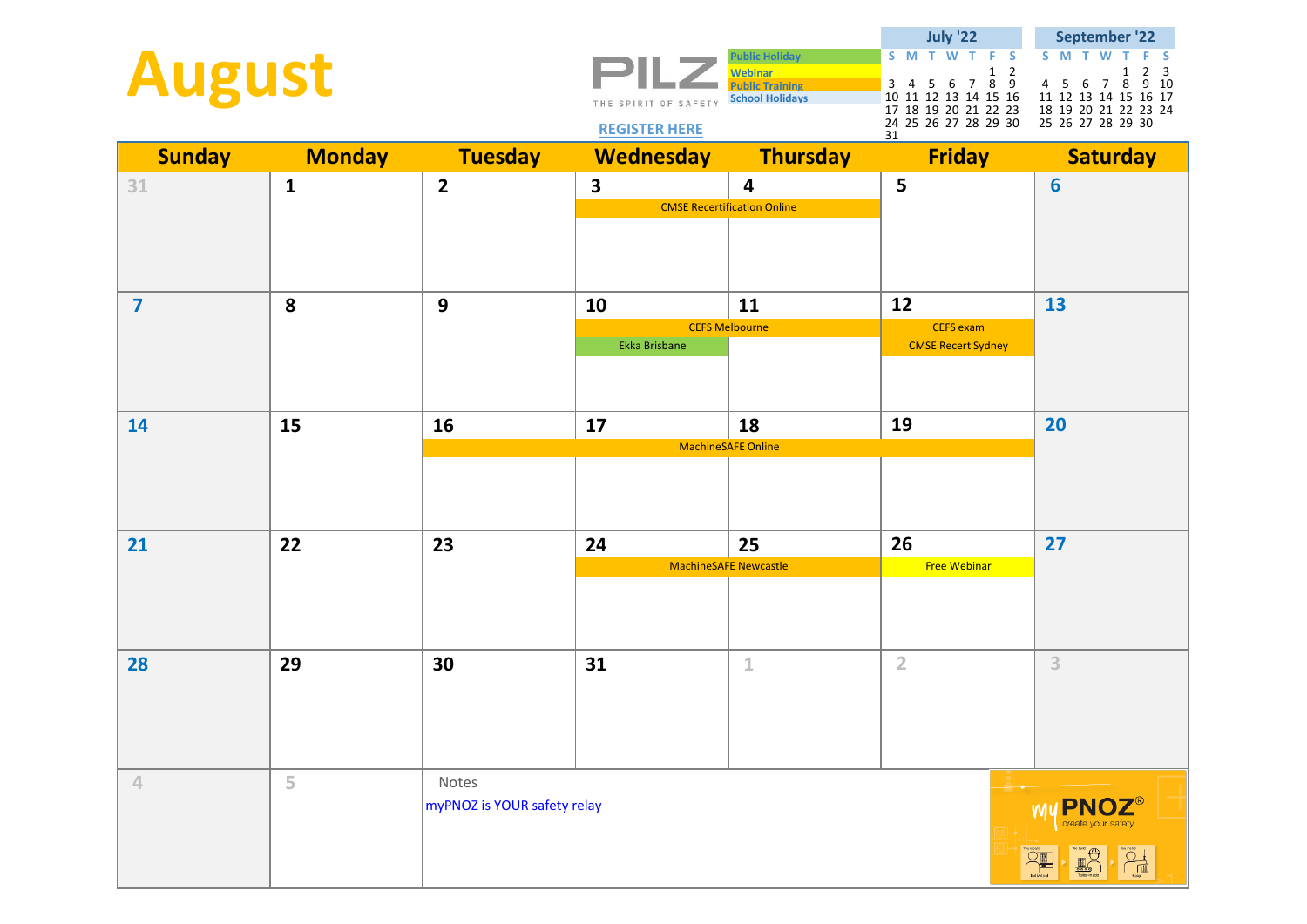# August

PILZ
THE SPIRIT OF SAFETY

REGISTER HERE

| Legend |
|---|
| Public Holiday |
| Webinar |
| Public Training |
| School Holidays |

**July '22**

| S | M | T | W | T | F | S |
|---|---|---|---|---|---|---|
| | | | | | 1 | 2 |
| 3 | 4 | 5 | 6 | 7 | 8 | 9 |
| 10 | 11 | 12 | 13 | 14 | 15 | 16 |
| 17 | 18 | 19 | 20 | 21 | 22 | 23 |
| 24 | 25 | 26 | 27 | 28 | 29 | 30 |
| 31 | | | | | | |

**September '22**

| S | M | T | W | T | F | S |
|---|---|---|---|---|---|---|
| | | | | 1 | 2 | 3 |
| 4 | 5 | 6 | 7 | 8 | 9 | 10 |
| 11 | 12 | 13 | 14 | 15 | 16 | 17 |
| 18 | 19 | 20 | 21 | 22 | 23 | 24 |
| 25 | 26 | 27 | 28 | 29 | 30 | |

| Sunday | Monday | Tuesday | Wednesday | Thursday | Friday | Saturday |
|---|---|---|---|---|---|---|
| 31 | 1 | 2 | 3<br>CMSE Recertification Online | 4<br>CMSE Recertification Online | 5 | 6 |
| 7 | 8 | 9 | 10<br>CEFS Melbourne<br>Ekka Brisbane | 11<br>CEFS Melbourne | 12<br>CEFS exam<br>CMSE Recert Sydney | 13 |
| 14 | 15 | 16<br>MachineSAFE Online | 17<br>MachineSAFE Online | 18<br>MachineSAFE Online | 19<br>MachineSAFE Online | 20 |
| 21 | 22 | 23 | 24<br>MachineSAFE Newcastle | 25<br>MachineSAFE Newcastle | 26<br>Free Webinar | 27 |
| 28 | 29 | 30 | 31 | 1 | 2 | 3 |
| 4 | 5 | | | | | |

Notes

myPNOZ is YOUR safety relay

myPNOZ® create your safety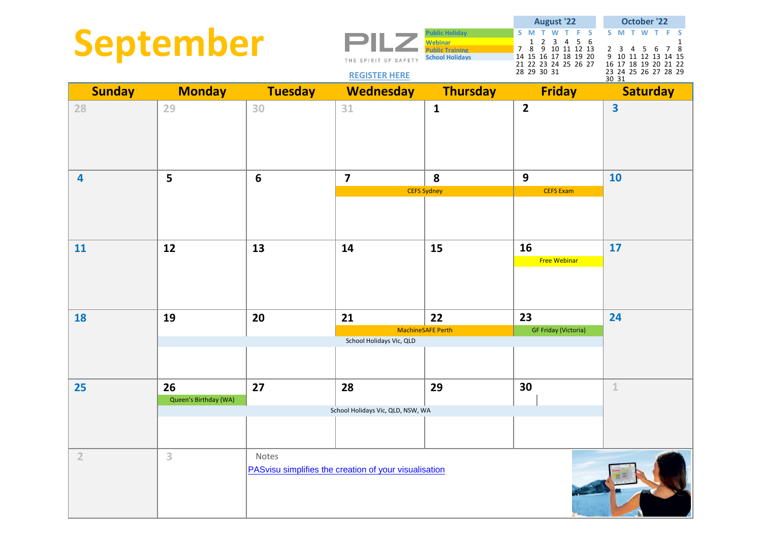# September

PILZ
THE SPIRIT OF SAFETY

REGISTER HERE

| Legend |
|---|
| Public Holiday |
| Webinar |
| Public Training |
| School Holidays |

**August '22**

| S | M | T | W | T | F | S |
|---|---|---|---|---|---|---|
| | 1 | 2 | 3 | 4 | 5 | 6 |
| 7 | 8 | 9 | 10 | 11 | 12 | 13 |
| 14 | 15 | 16 | 17 | 18 | 19 | 20 |
| 21 | 22 | 23 | 24 | 25 | 26 | 27 |
| 28 | 29 | 30 | 31 | | | |

**October '22**

| S | M | T | W | T | F | S |
|---|---|---|---|---|---|---|
| | | | | | | 1 |
| 2 | 3 | 4 | 5 | 6 | 7 | 8 |
| 9 | 10 | 11 | 12 | 13 | 14 | 15 |
| 16 | 17 | 18 | 19 | 20 | 21 | 22 |
| 23 | 24 | 25 | 26 | 27 | 28 | 29 |
| 30 | 31 | | | | | |

| Sunday | Monday | Tuesday | Wednesday | Thursday | Friday | Saturday |
|---|---|---|---|---|---|---|
| 28 | 29 | 30 | 31 | 1 | 2 | 3 |
| 4 | 5 | 6 | 7 CEFS Sydney | 8 CEFS Sydney | 9 CEFS Exam | 10 |
| 11 | 12 | 13 | 14 | 15 | 16 Free Webinar | 17 |
| 18 | 19 School Holidays Vic, QLD | 20 School Holidays Vic, QLD | 21 MachineSAFE Perth; School Holidays Vic, QLD | 22 MachineSAFE Perth; School Holidays Vic, QLD | 23 GF Friday (Victoria); School Holidays Vic, QLD | 24 |
| 25 | 26 Queen's Birthday (WA); School Holidays Vic, QLD, NSW, WA | 27 School Holidays Vic, QLD, NSW, WA | 28 School Holidays Vic, QLD, NSW, WA | 29 School Holidays Vic, QLD, NSW, WA | 30 School Holidays Vic, QLD, NSW, WA | 1 |
| 2 | 3 | | | | | |

Notes

PASvisu simplifies the creation of your visualisation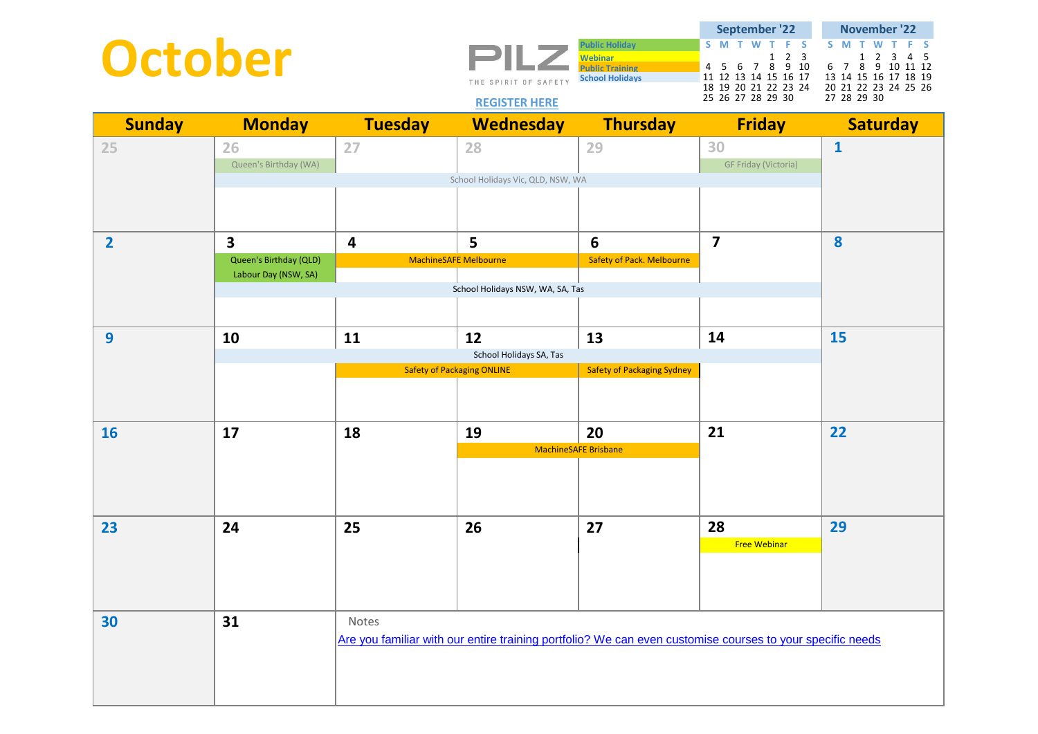# October

PILZ THE SPIRIT OF SAFETY

REGISTER HERE

| Legend |
|---|
| Public Holiday |
| Webinar |
| Public Training |
| School Holidays |

**September '22**

| S | M | T | W | T | F | S |
|---|---|---|---|---|---|---|
| | | | | 1 | 2 | 3 |
| 4 | 5 | 6 | 7 | 8 | 9 | 10 |
| 11 | 12 | 13 | 14 | 15 | 16 | 17 |
| 18 | 19 | 20 | 21 | 22 | 23 | 24 |
| 25 | 26 | 27 | 28 | 29 | 30 | |

**November '22**

| S | M | T | W | T | F | S |
|---|---|---|---|---|---|---|
| | | 1 | 2 | 3 | 4 | 5 |
| 6 | 7 | 8 | 9 | 10 | 11 | 12 |
| 13 | 14 | 15 | 16 | 17 | 18 | 19 |
| 20 | 21 | 22 | 23 | 24 | 25 | 26 |
| 27 | 28 | 29 | 30 | | | |

| Sunday | Monday | Tuesday | Wednesday | Thursday | Friday | Saturday |
|---|---|---|---|---|---|---|
| 25 | 26 Queen's Birthday (WA); School Holidays Vic, QLD, NSW, WA | 27 School Holidays Vic, QLD, NSW, WA | 28 School Holidays Vic, QLD, NSW, WA | 29 School Holidays Vic, QLD, NSW, WA | 30 GF Friday (Victoria); School Holidays Vic, QLD, NSW, WA | 1 |
| 2 | 3 Queen's Birthday (QLD) Labour Day (NSW, SA); School Holidays NSW, WA, SA, Tas | 4 MachineSAFE Melbourne; School Holidays NSW, WA, SA, Tas | 5 MachineSAFE Melbourne; School Holidays NSW, WA, SA, Tas | 6 Safety of Pack. Melbourne; School Holidays NSW, WA, SA, Tas | 7 School Holidays NSW, WA, SA, Tas | 8 |
| 9 | 10 School Holidays SA, Tas | 11 School Holidays SA, Tas; Safety of Packaging ONLINE | 12 School Holidays SA, Tas; Safety of Packaging ONLINE | 13 School Holidays SA, Tas; Safety of Packaging Sydney | 14 School Holidays SA, Tas | 15 |
| 16 | 17 | 18 | 19 MachineSAFE Brisbane | 20 MachineSAFE Brisbane | 21 | 22 |
| 23 | 24 | 25 | 26 | 27 | 28 Free Webinar | 29 |
| 30 | 31 | Notes: Are you familiar with our entire training portfolio? We can even customise courses to your specific needs | | | | |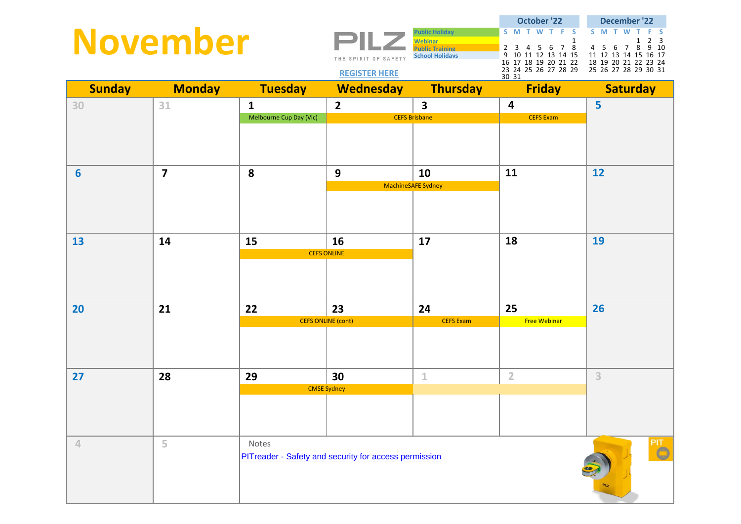# November

PILZ
THE SPIRIT OF SAFETY

REGISTER HERE

| Legend |
|---|
| Public Holiday |
| Webinar |
| Public Training |
| School Holidays |

**October '22**

| S | M | T | W | T | F | S |
|---|---|---|---|---|---|---|
| | | | | | | 1 |
| 2 | 3 | 4 | 5 | 6 | 7 | 8 |
| 9 | 10 | 11 | 12 | 13 | 14 | 15 |
| 16 | 17 | 18 | 19 | 20 | 21 | 22 |
| 23 | 24 | 25 | 26 | 27 | 28 | 29 |
| 30 | 31 | | | | | |

**December '22**

| S | M | T | W | T | F | S |
|---|---|---|---|---|---|---|
| | | | | 1 | 2 | 3 |
| 4 | 5 | 6 | 7 | 8 | 9 | 10 |
| 11 | 12 | 13 | 14 | 15 | 16 | 17 |
| 18 | 19 | 20 | 21 | 22 | 23 | 24 |
| 25 | 26 | 27 | 28 | 29 | 30 | 31 |

| Sunday | Monday | Tuesday | Wednesday | Thursday | Friday | Saturday |
|---|---|---|---|---|---|---|
| 30 | 31 | 1 Melbourne Cup Day (Vic) | 2 CEFS Brisbane | 3 CEFS Brisbane | 4 CEFS Exam | 5 |
| 6 | 7 | 8 | 9 MachineSAFE Sydney | 10 MachineSAFE Sydney | 11 | 12 |
| 13 | 14 | 15 CEFS ONLINE | 16 CEFS ONLINE | 17 | 18 | 19 |
| 20 | 21 | 22 CEFS ONLINE (cont) | 23 CEFS ONLINE (cont) | 24 CEFS Exam | 25 Free Webinar | 26 |
| 27 | 28 | 29 CMSE Sydney | 30 CMSE Sydney | 1 | 2 | 3 |
| 4 | 5 | | | | | |

Notes

PITreader - Safety and security for access permission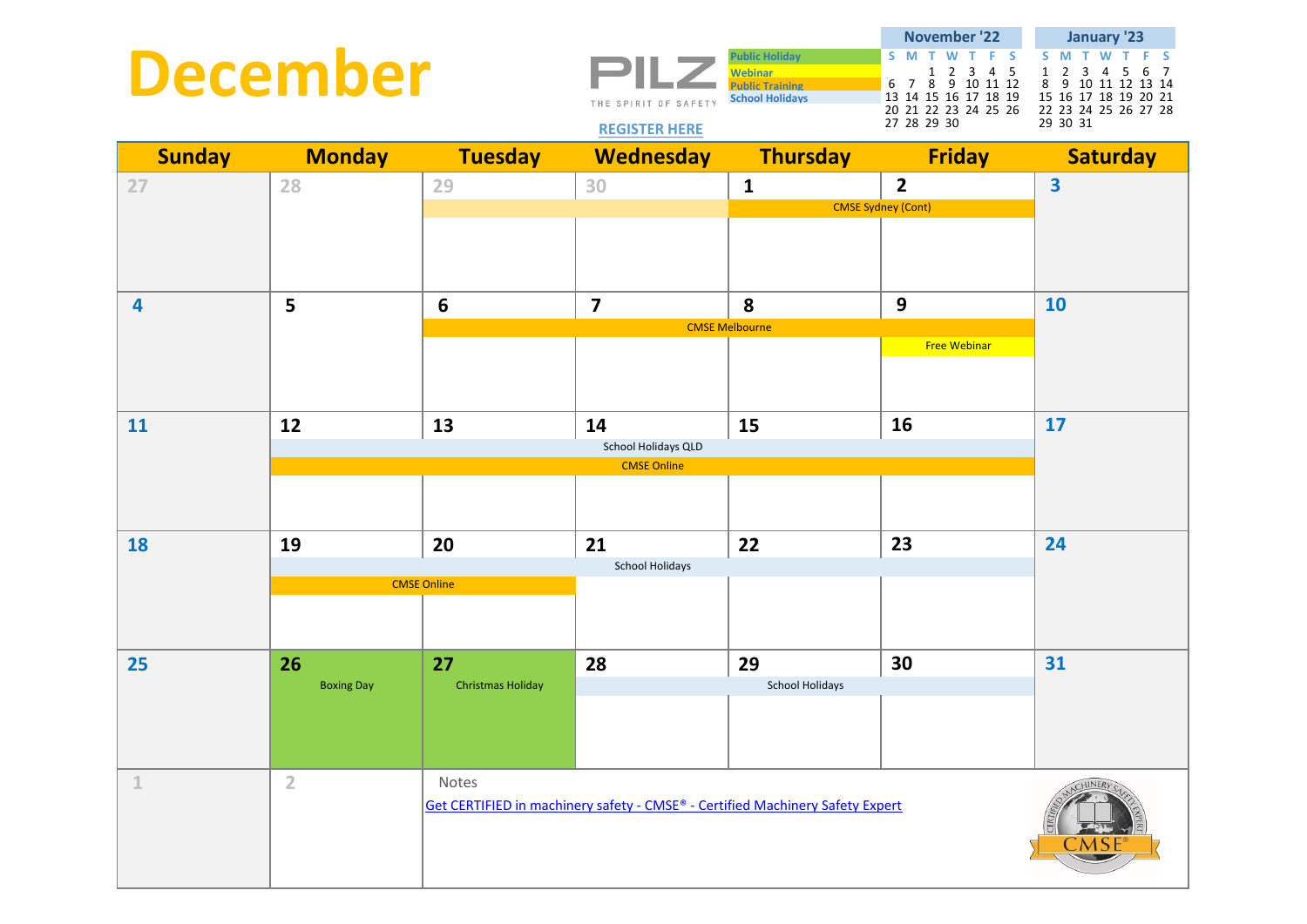# December

PILZ
THE SPIRIT OF SAFETY

REGISTER HERE

| Legend |
|---|
| Public Holiday |
| Webinar |
| Public Training |
| School Holidays |

**November '22**

| S | M | T | W | T | F | S |
|---|---|---|---|---|---|---|
| | | 1 | 2 | 3 | 4 | 5 |
| 6 | 7 | 8 | 9 | 10 | 11 | 12 |
| 13 | 14 | 15 | 16 | 17 | 18 | 19 |
| 20 | 21 | 22 | 23 | 24 | 25 | 26 |
| 27 | 28 | 29 | 30 | | | |

**January '23**

| S | M | T | W | T | F | S |
|---|---|---|---|---|---|---|
| 1 | 2 | 3 | 4 | 5 | 6 | 7 |
| 8 | 9 | 10 | 11 | 12 | 13 | 14 |
| 15 | 16 | 17 | 18 | 19 | 20 | 21 |
| 22 | 23 | 24 | 25 | 26 | 27 | 28 |
| 29 | 30 | 31 | | | | |

| Sunday | Monday | Tuesday | Wednesday | Thursday | Friday | Saturday |
|---|---|---|---|---|---|---|
| 27 | 28 | 29 | 30 | 1 CMSE Sydney (Cont) | 2 CMSE Sydney (Cont) | 3 |
| 4 | 5 | 6 CMSE Melbourne | 7 CMSE Melbourne | 8 CMSE Melbourne | 9 CMSE Melbourne; Free Webinar | 10 |
| 11 | 12 School Holidays QLD; CMSE Online | 13 School Holidays QLD; CMSE Online | 14 School Holidays QLD; CMSE Online | 15 School Holidays QLD; CMSE Online | 16 School Holidays QLD; CMSE Online | 17 |
| 18 | 19 School Holidays; CMSE Online | 20 School Holidays; CMSE Online | 21 School Holidays | 22 School Holidays | 23 School Holidays | 24 |
| 25 | 26 Boxing Day | 27 Christmas Holiday | 28 School Holidays | 29 School Holidays | 30 School Holidays | 31 |
| 1 | 2 | Notes | | | | |

Notes

Get CERTIFIED in machinery safety - CMSE® - Certified Machinery Safety Expert

CERTIFIED MACHINERY SAFETY EXPERT CMSE®